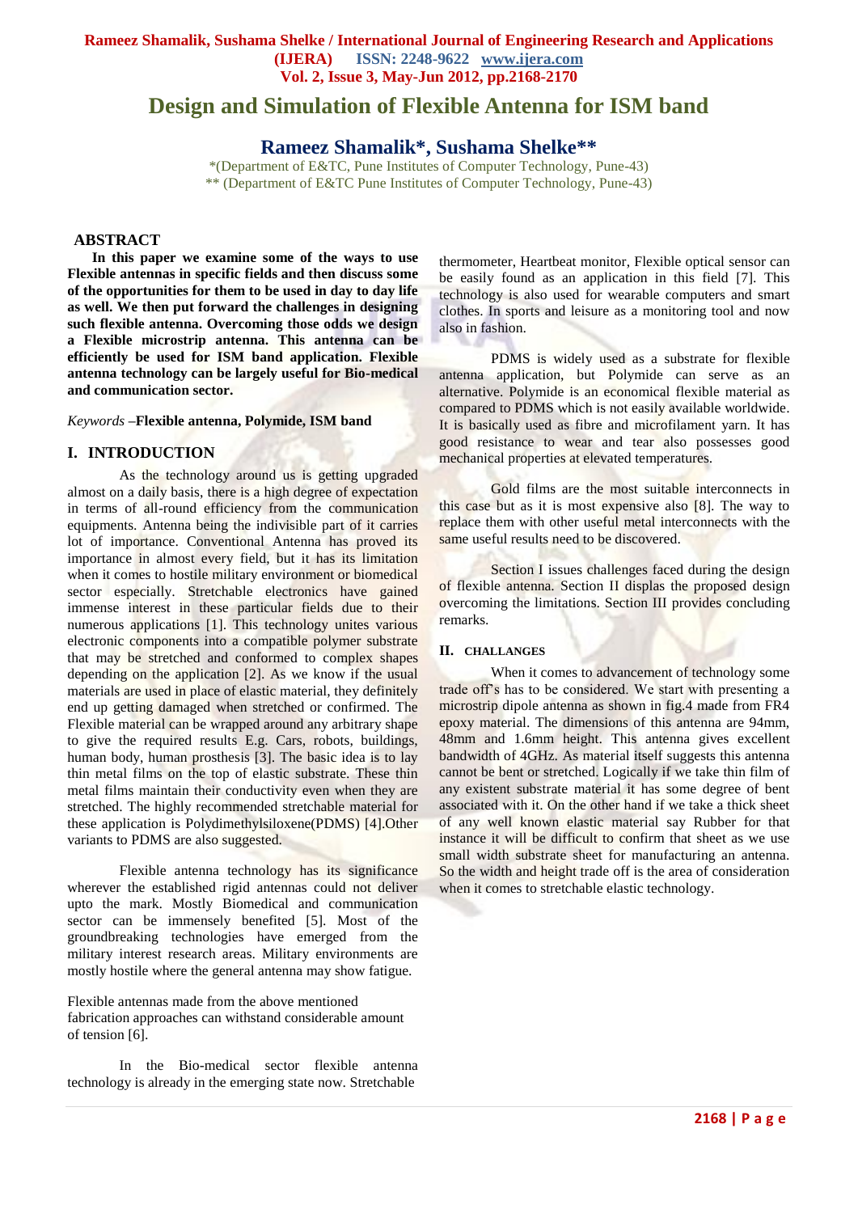# Design and Simulation of Flexible Antenna for ISM band

## Rameez Shamalik*, Sushama Shelke**

*(Department of E&TC, Pune Institutes of Computer Technology, Pune-43)
** (Department of E&TC Pune Institutes of Computer Technology, Pune-43)

## ABSTRACT

**In this paper we examine some of the ways to use Flexible antennas in specific fields and then discuss some of the opportunities for them to be used in day to day life as well. We then put forward the challenges in designing such flexible antenna. Overcoming those odds we design a Flexible microstrip antenna. This antenna can be efficiently be used for ISM band application. Flexible antenna technology can be largely useful for Bio-medical and communication sector.**

*Keywords* –**Flexible antenna, Polymide, ISM band**

## I. INTRODUCTION

As the technology around us is getting upgraded almost on a daily basis, there is a high degree of expectation in terms of all-round efficiency from the communication equipments. Antenna being the indivisible part of it carries lot of importance. Conventional Antenna has proved its importance in almost every field, but it has its limitation when it comes to hostile military environment or biomedical sector especially. Stretchable electronics have gained immense interest in these particular fields due to their numerous applications [1]. This technology unites various electronic components into a compatible polymer substrate that may be stretched and conformed to complex shapes depending on the application [2]. As we know if the usual materials are used in place of elastic material, they definitely end up getting damaged when stretched or confirmed. The Flexible material can be wrapped around any arbitrary shape to give the required results E.g. Cars, robots, buildings, human body, human prosthesis [3]. The basic idea is to lay thin metal films on the top of elastic substrate. These thin metal films maintain their conductivity even when they are stretched. The highly recommended stretchable material for these application is Polydimethylsiloxene(PDMS) [4].Other variants to PDMS are also suggested.

Flexible antenna technology has its significance wherever the established rigid antennas could not deliver upto the mark. Mostly Biomedical and communication sector can be immensely benefited [5]. Most of the groundbreaking technologies have emerged from the military interest research areas. Military environments are mostly hostile where the general antenna may show fatigue.

Flexible antennas made from the above mentioned fabrication approaches can withstand considerable amount of tension [6].

In the Bio-medical sector flexible antenna technology is already in the emerging state now. Stretchable thermometer, Heartbeat monitor, Flexible optical sensor can be easily found as an application in this field [7]. This technology is also used for wearable computers and smart clothes. In sports and leisure as a monitoring tool and now also in fashion.

PDMS is widely used as a substrate for flexible antenna application, but Polymide can serve as an alternative. Polymide is an economical flexible material as compared to PDMS which is not easily available worldwide. It is basically used as fibre and microfilament yarn. It has good resistance to wear and tear also possesses good mechanical properties at elevated temperatures.

Gold films are the most suitable interconnects in this case but as it is most expensive also [8]. The way to replace them with other useful metal interconnects with the same useful results need to be discovered.

Section I issues challenges faced during the design of flexible antenna. Section II displas the proposed design overcoming the limitations. Section III provides concluding remarks.

## II. CHALLANGES

When it comes to advancement of technology some trade off's has to be considered. We start with presenting a microstrip dipole antenna as shown in fig.4 made from FR4 epoxy material. The dimensions of this antenna are 94mm, 48mm and 1.6mm height. This antenna gives excellent bandwidth of 4GHz. As material itself suggests this antenna cannot be bent or stretched. Logically if we take thin film of any existent substrate material it has some degree of bent associated with it. On the other hand if we take a thick sheet of any well known elastic material say Rubber for that instance it will be difficult to confirm that sheet as we use small width substrate sheet for manufacturing an antenna. So the width and height trade off is the area of consideration when it comes to stretchable elastic technology.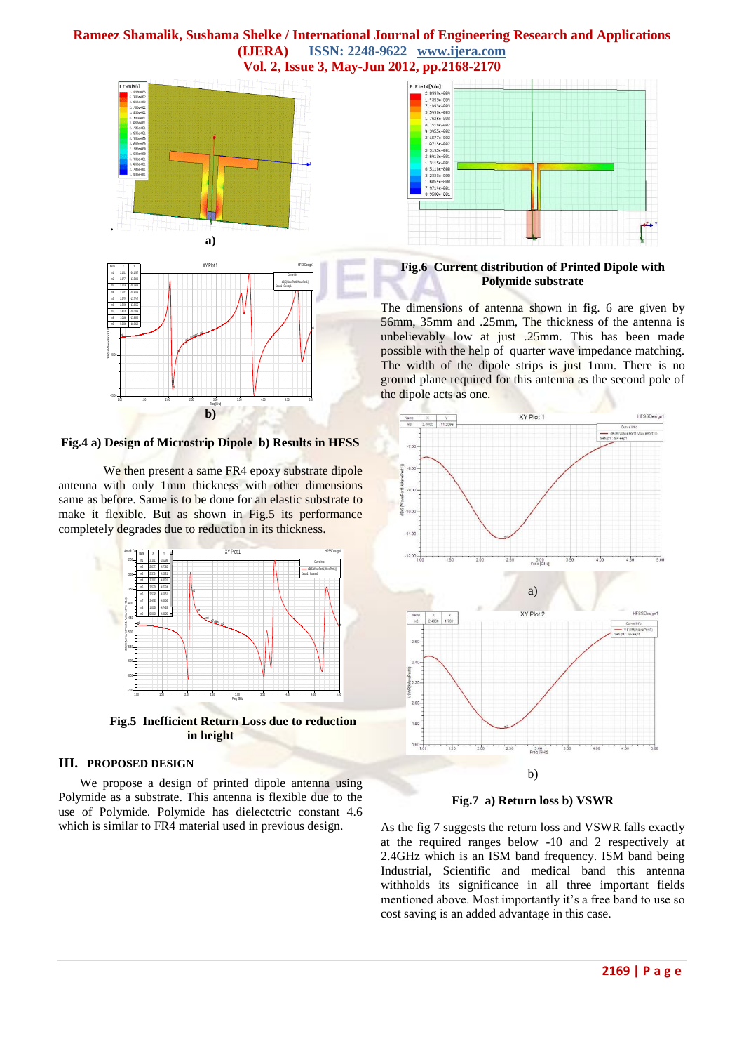a)

b)

**Fig.4 a) Design of Microstrip Dipole b) Results in HFSS**

We then present a same FR4 epoxy substrate dipole antenna with only 1mm thickness with other dimensions same as before. Same is to be done for an elastic substrate to make it flexible. But as shown in Fig.5 its performance completely degrades due to reduction in its thickness.

**Fig.5 Inefficient Return Loss due to reduction in height**

## III. PROPOSED DESIGN

We propose a design of printed dipole antenna using Polymide as a substrate. This antenna is flexible due to the use of Polymide. Polymide has dielectctric constant 4.6 which is similar to FR4 material used in previous design.

**Fig.6 Current distribution of Printed Dipole with Polymide substrate**

The dimensions of antenna shown in fig. 6 are given by 56mm, 35mm and .25mm, The thickness of the antenna is unbelievably low at just .25mm. This has been made possible with the help of quarter wave impedance matching. The width of the dipole strips is just 1mm. There is no ground plane required for this antenna as the second pole of the dipole acts as one.

a)

b)

**Fig.7 a) Return loss b) VSWR**

As the fig 7 suggests the return loss and VSWR falls exactly at the required ranges below -10 and 2 respectively at 2.4GHz which is an ISM band frequency. ISM band being Industrial, Scientific and medical band this antenna withholds its significance in all three important fields mentioned above. Most importantly it's a free band to use so cost saving is an added advantage in this case.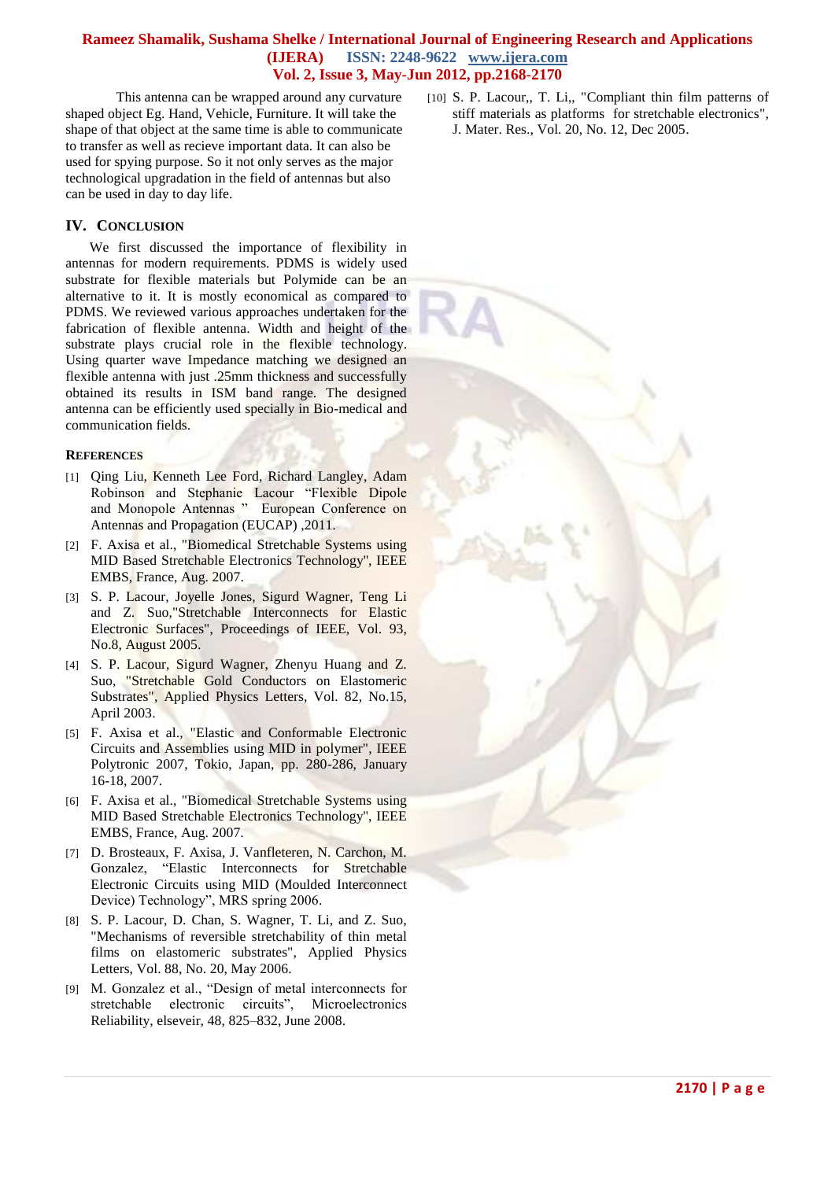This antenna can be wrapped around any curvature shaped object Eg. Hand, Vehicle, Furniture. It will take the shape of that object at the same time is able to communicate to transfer as well as recieve important data. It can also be used for spying purpose. So it not only serves as the major technological upgradation in the field of antennas but also can be used in day to day life.

## IV. CONCLUSION

We first discussed the importance of flexibility in antennas for modern requirements. PDMS is widely used substrate for flexible materials but Polymide can be an alternative to it. It is mostly economical as compared to PDMS. We reviewed various approaches undertaken for the fabrication of flexible antenna. Width and height of the substrate plays crucial role in the flexible technology. Using quarter wave Impedance matching we designed an flexible antenna with just .25mm thickness and successfully obtained its results in ISM band range. The designed antenna can be efficiently used specially in Bio-medical and communication fields.

## REFERENCES

[1] Qing Liu, Kenneth Lee Ford, Richard Langley, Adam Robinson and Stephanie Lacour "Flexible Dipole and Monopole Antennas " European Conference on Antennas and Propagation (EUCAP) ,2011.

[2] F. Axisa et al., "Biomedical Stretchable Systems using MID Based Stretchable Electronics Technology", IEEE EMBS, France, Aug. 2007.

[3] S. P. Lacour, Joyelle Jones, Sigurd Wagner, Teng Li and Z. Suo,"Stretchable Interconnects for Elastic Electronic Surfaces", Proceedings of IEEE, Vol. 93, No.8, August 2005.

[4] S. P. Lacour, Sigurd Wagner, Zhenyu Huang and Z. Suo, "Stretchable Gold Conductors on Elastomeric Substrates", Applied Physics Letters, Vol. 82, No.15, April 2003.

[5] F. Axisa et al., "Elastic and Conformable Electronic Circuits and Assemblies using MID in polymer", IEEE Polytronic 2007, Tokio, Japan, pp. 280-286, January 16-18, 2007.

[6] F. Axisa et al., "Biomedical Stretchable Systems using MID Based Stretchable Electronics Technology", IEEE EMBS, France, Aug. 2007.

[7] D. Brosteaux, F. Axisa, J. Vanfleteren, N. Carchon, M. Gonzalez, "Elastic Interconnects for Stretchable Electronic Circuits using MID (Moulded Interconnect Device) Technology", MRS spring 2006.

[8] S. P. Lacour, D. Chan, S. Wagner, T. Li, and Z. Suo, "Mechanisms of reversible stretchability of thin metal films on elastomeric substrates", Applied Physics Letters, Vol. 88, No. 20, May 2006.

[9] M. Gonzalez et al., "Design of metal interconnects for stretchable electronic circuits", Microelectronics Reliability, elseveir, 48, 825–832, June 2008.

[10] S. P. Lacour,, T. Li,, "Compliant thin film patterns of stiff materials as platforms for stretchable electronics", J. Mater. Res., Vol. 20, No. 12, Dec 2005.